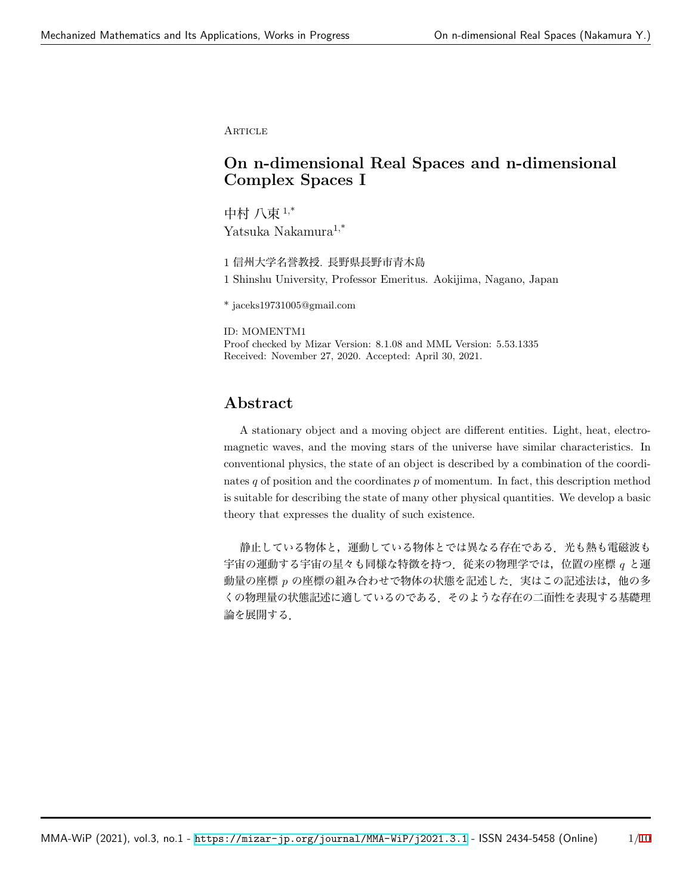Article

# On n-dimensional Real Spaces and n-dimensional Complex Spaces I

中村 八束 [1,*]
Yatsuka Nakamura[1,*]

1 信州大学名誉教授. 長野県長野市青木島

1 Shinshu University, Professor Emeritus. Aokijima, Nagano, Japan

* jaceks19731005@gmail.com

ID: MOMENTM1
Proof checked by Mizar Version: 8.1.08 and MML Version: 5.53.1335
Received: November 27, 2020. Accepted: April 30, 2021.

## Abstract

A stationary object and a moving object are different entities. Light, heat, electromagnetic waves, and the moving stars of the universe have similar characteristics. In conventional physics, the state of an object is described by a combination of the coordinates $q$ of position and the coordinates $p$ of momentum. In fact, this description method is suitable for describing the state of many other physical quantities. We develop a basic theory that expresses the duality of such existence.

静止している物体と，運動している物体とでは異なる存在である．光も熱も電磁波も宇宙の運動する宇宙の星々も同様な特徴を持つ．従来の物理学では，位置の座標 $q$ と運動量の座標 $p$ の座標の組み合わせで物体の状態を記述した．実はこの記述法は，他の多くの物理量の状態記述に適しているのである．そのような存在の二面性を表現する基礎理論を展開する．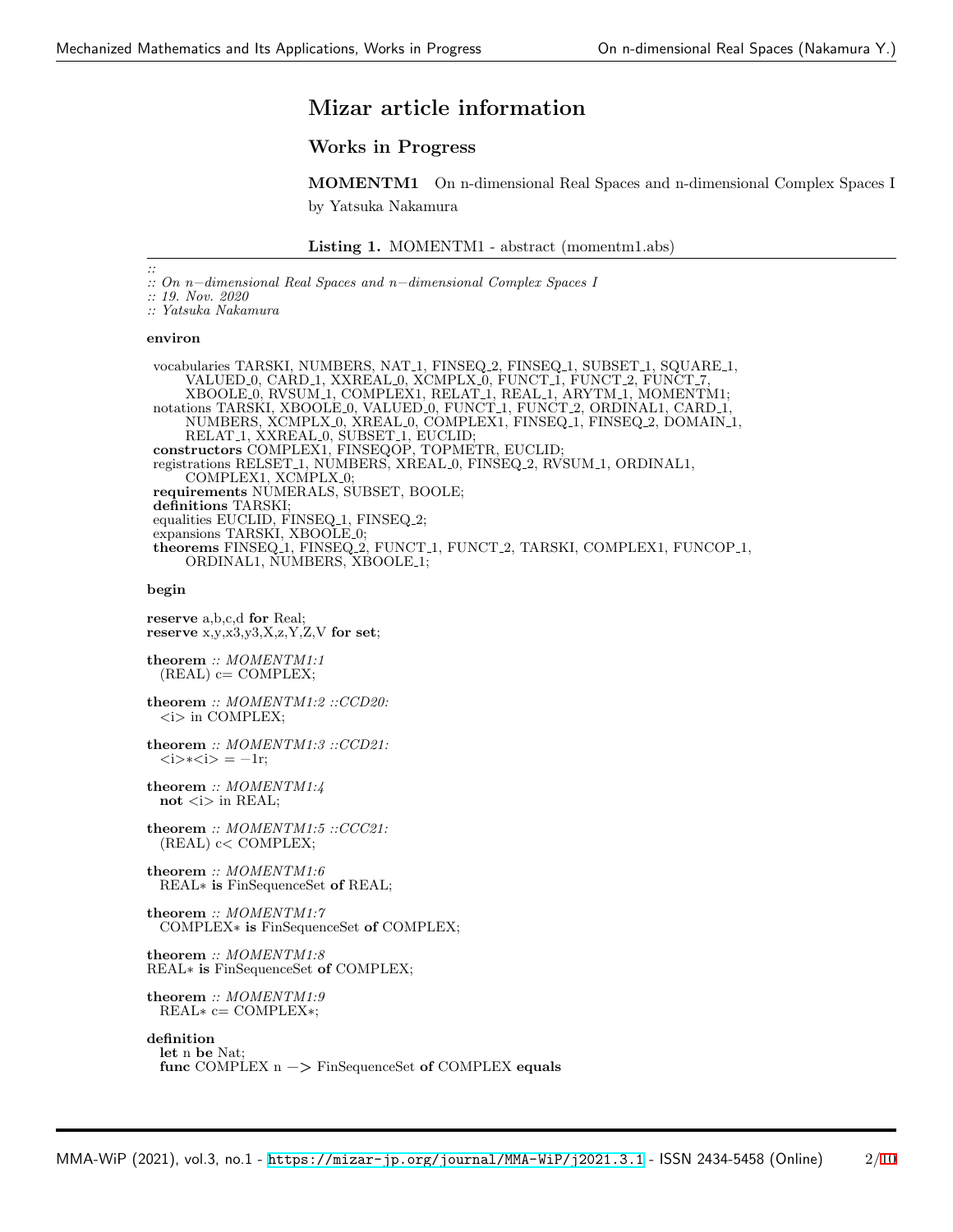# Mizar article information

## Works in Progress

**MOMENTM1** On n-dimensional Real Spaces and n-dimensional Complex Spaces I
by Yatsuka Nakamura

**Listing 1.** MOMENTM1 - abstract (momentm1.abs)

```
::
:: On n-dimensional Real Spaces and n-dimensional Complex Spaces I
:: 19. Nov. 2020
:: Yatsuka Nakamura

environ

 vocabularies TARSKI, NUMBERS, NAT_1, FINSEQ_2, FINSEQ_1, SUBSET_1, SQUARE_1,
      VALUED_0, CARD_1, XXREAL_0, XCMPLX_0, FUNCT_1, FUNCT_2, FUNCT_7,
      XBOOLE_0, RVSUM_1, COMPLEX1, RELAT_1, REAL_1, ARYTM_1, MOMENTM1;
 notations TARSKI, XBOOLE_0, VALUED_0, FUNCT_1, FUNCT_2, ORDINAL1, CARD_1,
      NUMBERS, XCMPLX_0, XREAL_0, COMPLEX1, FINSEQ_1, FINSEQ_2, DOMAIN_1,
      RELAT_1, XXREAL_0, SUBSET_1, EUCLID;
 constructors COMPLEX1, FINSEQOP, TOPMETR, EUCLID;
 registrations RELSET_1, NUMBERS, XREAL_0, FINSEQ_2, RVSUM_1, ORDINAL1,
      COMPLEX1, XCMPLX_0;
 requirements NUMERALS, SUBSET, BOOLE;
 definitions TARSKI;
 equalities EUCLID, FINSEQ_1, FINSEQ_2;
 expansions TARSKI, XBOOLE_0;
 theorems FINSEQ_1, FINSEQ_2, FUNCT_1, FUNCT_2, TARSKI, COMPLEX1, FUNCOP_1,
      ORDINAL1, NUMBERS, XBOOLE_1;

begin

reserve a,b,c,d for Real;
reserve x,y,x3,y3,X,z,Y,Z,V for set;

theorem :: MOMENTM1:1
  (REAL) c= COMPLEX;

theorem :: MOMENTM1:2 ::CCD20:
  <i> in COMPLEX;

theorem :: MOMENTM1:3 ::CCD21:
  <i>*<i> = -1r;

theorem :: MOMENTM1:4
  not <i> in REAL;

theorem :: MOMENTM1:5 ::CCC21:
  (REAL) c< COMPLEX;

theorem :: MOMENTM1:6
  REAL* is FinSequenceSet of REAL;

theorem :: MOMENTM1:7
  COMPLEX* is FinSequenceSet of COMPLEX;

theorem :: MOMENTM1:8
REAL* is FinSequenceSet of COMPLEX;

theorem :: MOMENTM1:9
  REAL* c= COMPLEX*;

definition
  let n be Nat;
  func COMPLEX n -> FinSequenceSet of COMPLEX equals
```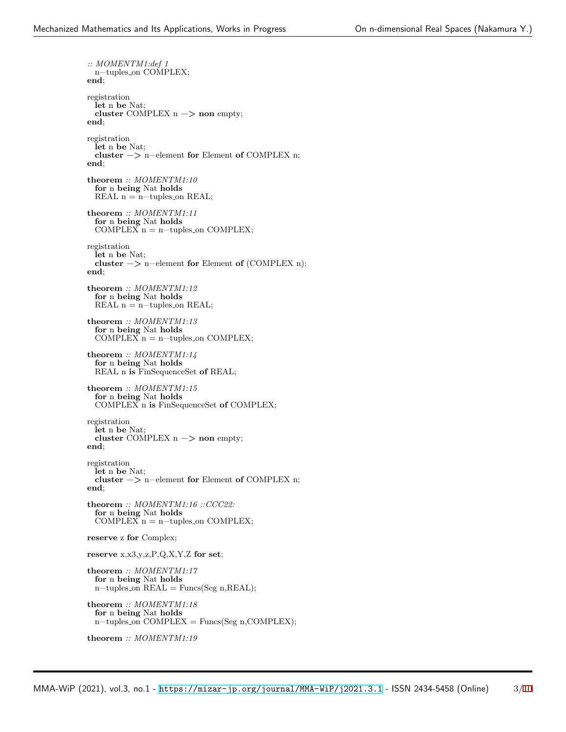```
:: MOMENTM1:def 1
  n-tuples_on COMPLEX;
end;

registration
  let n be Nat;
  cluster COMPLEX n -> non empty;
end;

registration
  let n be Nat;
  cluster -> n-element for Element of COMPLEX n;
end;

theorem :: MOMENTM1:10
  for n being Nat holds
  REAL n = n-tuples_on REAL;

theorem :: MOMENTM1:11
  for n being Nat holds
  COMPLEX n = n-tuples_on COMPLEX;

registration
  let n be Nat;
  cluster -> n-element for Element of (COMPLEX n);
end;

theorem :: MOMENTM1:12
  for n being Nat holds
  REAL n = n-tuples_on REAL;

theorem :: MOMENTM1:13
  for n being Nat holds
  COMPLEX n = n-tuples_on COMPLEX;

theorem :: MOMENTM1:14
  for n being Nat holds
  REAL n is FinSequenceSet of REAL;

theorem :: MOMENTM1:15
  for n being Nat holds
  COMPLEX n is FinSequenceSet of COMPLEX;

registration
  let n be Nat;
  cluster COMPLEX n -> non empty;
end;

registration
  let n be Nat;
  cluster -> n-element for Element of COMPLEX n;
end;

theorem :: MOMENTM1:16 ::CCC22:
  for n being Nat holds
  COMPLEX n = n-tuples_on COMPLEX;

reserve z for Complex;

reserve x,x3,y,z,P,Q,X,Y,Z for set;

theorem :: MOMENTM1:17
  for n being Nat holds
  n-tuples_on REAL = Funcs(Seg n,REAL);

theorem :: MOMENTM1:18
  for n being Nat holds
  n-tuples_on COMPLEX = Funcs(Seg n,COMPLEX);

theorem :: MOMENTM1:19
```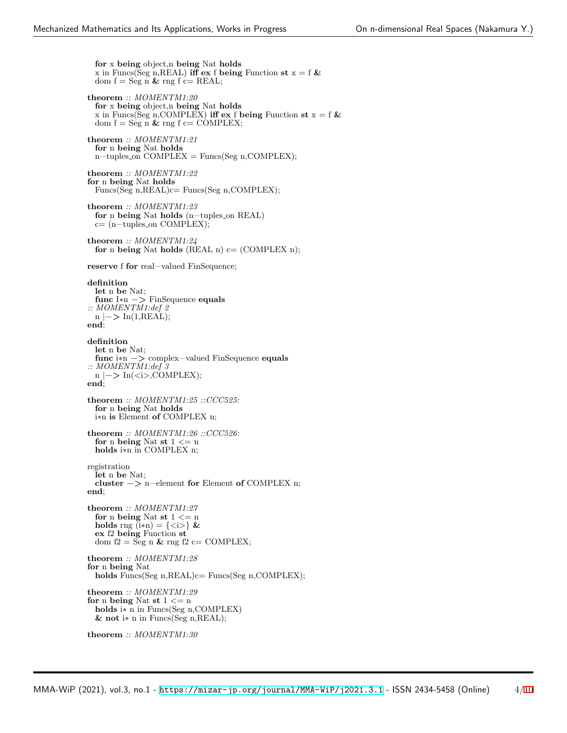```
  for x being object,n being Nat holds
  x in Funcs(Seg n,REAL) iff ex f being Function st x = f &
  dom f = Seg n & rng f c= REAL;

theorem :: MOMENTM1:20
  for x being object,n being Nat holds
  x in Funcs(Seg n,COMPLEX) iff ex f being Function st x = f &
  dom f = Seg n & rng f c= COMPLEX;

theorem :: MOMENTM1:21
  for n being Nat holds
  n-tuples_on COMPLEX = Funcs(Seg n,COMPLEX);

theorem :: MOMENTM1:22
for n being Nat holds
  Funcs(Seg n,REAL)c= Funcs(Seg n,COMPLEX);

theorem :: MOMENTM1:23
  for n being Nat holds (n-tuples_on REAL)
  c= (n-tuples_on COMPLEX);

theorem :: MOMENTM1:24
  for n being Nat holds (REAL n) c= (COMPLEX n);

reserve f for real-valued FinSequence;

definition
  let n be Nat;
  func I*n -> FinSequence equals
:: MOMENTM1:def 2
  n |-> In(1,REAL);
end;

definition
  let n be Nat;
  func i*n -> complex-valued FinSequence equals
:: MOMENTM1:def 3
  n |-> In(<i>,COMPLEX);
end;

theorem :: MOMENTM1:25 ::CCC525:
  for n being Nat holds
  i*n is Element of COMPLEX n;

theorem :: MOMENTM1:26 ::CCC526:
  for n being Nat st 1 <= n
  holds i*n in COMPLEX n;

registration
  let n be Nat;
  cluster -> n-element for Element of COMPLEX n;
end;

theorem :: MOMENTM1:27
  for n being Nat st 1 <= n
  holds rng (i*n) = {<i>} &
  ex f2 being Function st
  dom f2 = Seg n & rng f2 c= COMPLEX;

theorem :: MOMENTM1:28
for n being Nat
  holds Funcs(Seg n,REAL)c= Funcs(Seg n,COMPLEX);

theorem :: MOMENTM1:29
for n being Nat st 1 <= n
  holds i* n in Funcs(Seg n,COMPLEX)
  & not i* n in Funcs(Seg n,REAL);

theorem :: MOMENTM1:30
```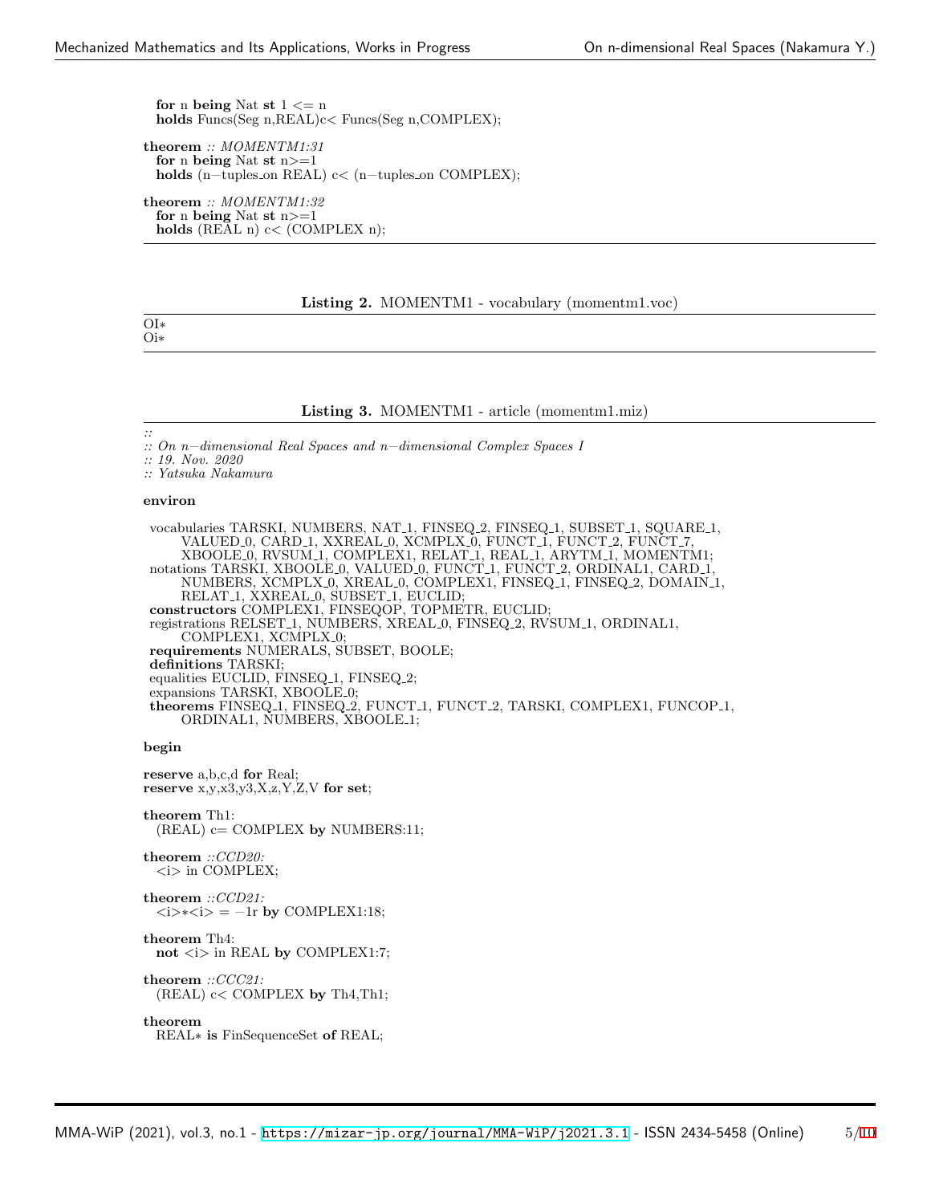```
  for n being Nat st 1 <= n
  holds Funcs(Seg n,REAL)c< Funcs(Seg n,COMPLEX);

theorem :: MOMENTM1:31
  for n being Nat st n>=1
  holds (n-tuples_on REAL) c< (n-tuples_on COMPLEX);

theorem :: MOMENTM1:32
  for n being Nat st n>=1
  holds (REAL n) c< (COMPLEX n);
```

**Listing 2.** MOMENTM1 - vocabulary (momentm1.voc)

```
OI*
Oi*
```

**Listing 3.** MOMENTM1 - article (momentm1.miz)

```
::
:: On n-dimensional Real Spaces and n-dimensional Complex Spaces I
:: 19. Nov. 2020
:: Yatsuka Nakamura

environ

 vocabularies TARSKI, NUMBERS, NAT_1, FINSEQ_2, FINSEQ_1, SUBSET_1, SQUARE_1,
      VALUED_0, CARD_1, XXREAL_0, XCMPLX_0, FUNCT_1, FUNCT_2, FUNCT_7,
      XBOOLE_0, RVSUM_1, COMPLEX1, RELAT_1, REAL_1, ARYTM_1, MOMENTM1;
 notations TARSKI, XBOOLE_0, VALUED_0, FUNCT_1, FUNCT_2, ORDINAL1, CARD_1,
      NUMBERS, XCMPLX_0, XREAL_0, COMPLEX1, FINSEQ_1, FINSEQ_2, DOMAIN_1,
      RELAT_1, XXREAL_0, SUBSET_1, EUCLID;
 constructors COMPLEX1, FINSEQOP, TOPMETR, EUCLID;
 registrations RELSET_1, NUMBERS, XREAL_0, FINSEQ_2, RVSUM_1, ORDINAL1,
      COMPLEX1, XCMPLX_0;
 requirements NUMERALS, SUBSET, BOOLE;
 definitions TARSKI;
 equalities EUCLID, FINSEQ_1, FINSEQ_2;
 expansions TARSKI, XBOOLE_0;
 theorems FINSEQ_1, FINSEQ_2, FUNCT_1, FUNCT_2, TARSKI, COMPLEX1, FUNCOP_1,
      ORDINAL1, NUMBERS, XBOOLE_1;

begin

reserve a,b,c,d for Real;
reserve x,y,x3,y3,X,z,Y,Z,V for set;

theorem Th1:
  (REAL) c= COMPLEX by NUMBERS:11;

theorem ::CCD20:
  <i> in COMPLEX;

theorem ::CCD21:
  <i>*<i> = -1r by COMPLEX1:18;

theorem Th4:
  not <i> in REAL by COMPLEX1:7;

theorem ::CCC21:
  (REAL) c< COMPLEX by Th4,Th1;

theorem
  REAL* is FinSequenceSet of REAL;
```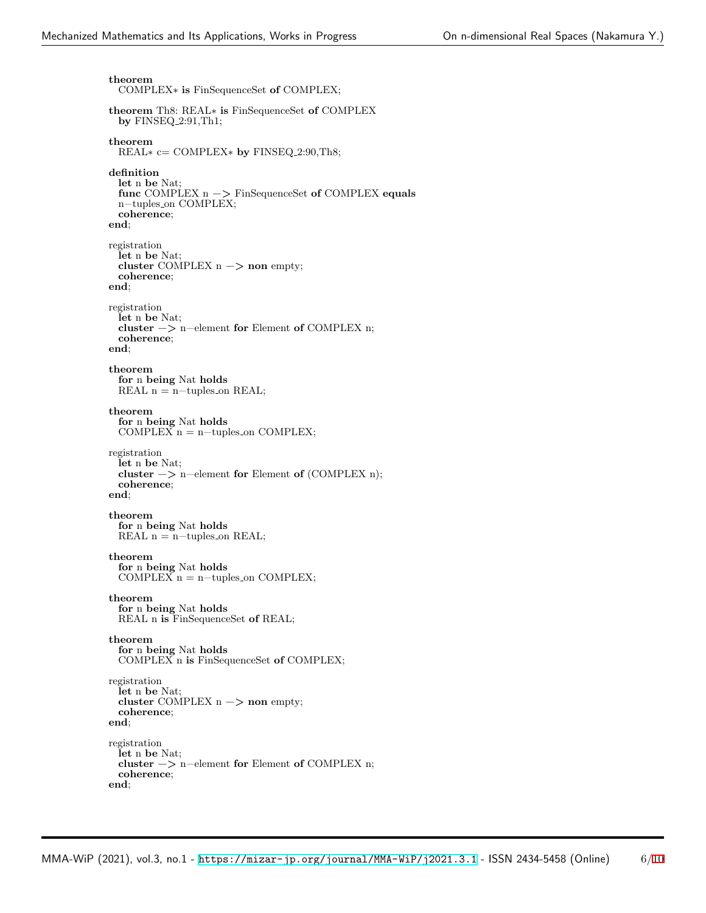```
theorem
  COMPLEX* is FinSequenceSet of COMPLEX;

theorem Th8: REAL* is FinSequenceSet of COMPLEX
  by FINSEQ_2:91,Th1;

theorem
  REAL* c= COMPLEX* by FINSEQ_2:90,Th8;

definition
  let n be Nat;
  func COMPLEX n -> FinSequenceSet of COMPLEX equals
  n-tuples_on COMPLEX;
  coherence;
end;

registration
  let n be Nat;
  cluster COMPLEX n -> non empty;
  coherence;
end;

registration
  let n be Nat;
  cluster -> n-element for Element of COMPLEX n;
  coherence;
end;

theorem
  for n being Nat holds
  REAL n = n-tuples_on REAL;

theorem
  for n being Nat holds
  COMPLEX n = n-tuples_on COMPLEX;

registration
  let n be Nat;
  cluster -> n-element for Element of (COMPLEX n);
  coherence;
end;

theorem
  for n being Nat holds
  REAL n = n-tuples_on REAL;

theorem
  for n being Nat holds
  COMPLEX n = n-tuples_on COMPLEX;

theorem
  for n being Nat holds
  REAL n is FinSequenceSet of REAL;

theorem
  for n being Nat holds
  COMPLEX n is FinSequenceSet of COMPLEX;

registration
  let n be Nat;
  cluster COMPLEX n -> non empty;
  coherence;
end;

registration
  let n be Nat;
  cluster -> n-element for Element of COMPLEX n;
  coherence;
end;
```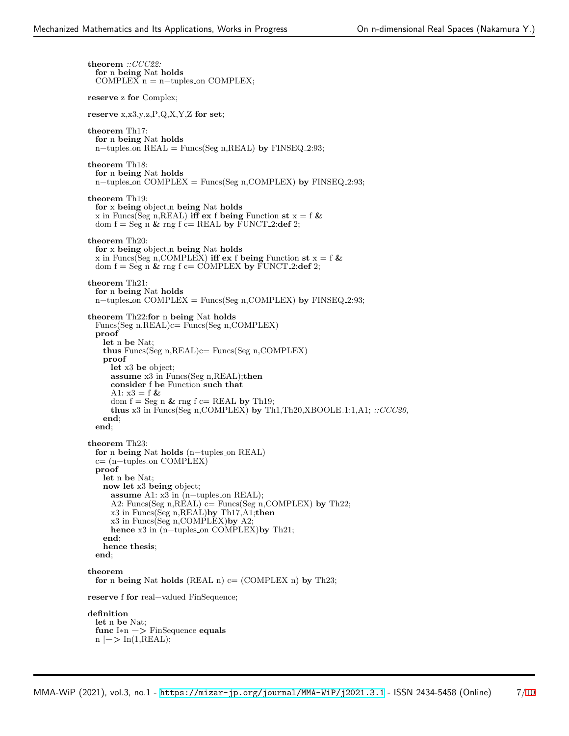```
theorem ::CCC22:
  for n being Nat holds
  COMPLEX n = n-tuples_on COMPLEX;

reserve z for Complex;

reserve x,x3,y,z,P,Q,X,Y,Z for set;

theorem Th17:
  for n being Nat holds
  n-tuples_on REAL = Funcs(Seg n,REAL) by FINSEQ_2:93;

theorem Th18:
  for n being Nat holds
  n-tuples_on COMPLEX = Funcs(Seg n,COMPLEX) by FINSEQ_2:93;

theorem Th19:
  for x being object,n being Nat holds
  x in Funcs(Seg n,REAL) iff ex f being Function st x = f &
  dom f = Seg n & rng f c= REAL by FUNCT_2:def 2;

theorem Th20:
  for x being object,n being Nat holds
  x in Funcs(Seg n,COMPLEX) iff ex f being Function st x = f &
  dom f = Seg n & rng f c= COMPLEX by FUNCT_2:def 2;

theorem Th21:
  for n being Nat holds
  n-tuples_on COMPLEX = Funcs(Seg n,COMPLEX) by FINSEQ_2:93;

theorem Th22:for n being Nat holds
  Funcs(Seg n,REAL)c= Funcs(Seg n,COMPLEX)
  proof
    let n be Nat;
    thus Funcs(Seg n,REAL)c= Funcs(Seg n,COMPLEX)
    proof
      let x3 be object;
      assume x3 in Funcs(Seg n,REAL);then
      consider f be Function such that
      A1: x3 = f &
      dom f = Seg n & rng f c= REAL by Th19;
      thus x3 in Funcs(Seg n,COMPLEX) by Th1,Th20,XBOOLE_1:1,A1; ::CCC20,
    end;
  end;

theorem Th23:
  for n being Nat holds (n-tuples_on REAL)
  c= (n-tuples_on COMPLEX)
  proof
    let n be Nat;
    now let x3 being object;
      assume A1: x3 in (n-tuples_on REAL);
      A2: Funcs(Seg n,REAL) c= Funcs(Seg n,COMPLEX) by Th22;
      x3 in Funcs(Seg n,REAL)by Th17,A1;then
      x3 in Funcs(Seg n,COMPLEX)by A2;
      hence x3 in (n-tuples_on COMPLEX)by Th21;
    end;
    hence thesis;
  end;

theorem
  for n being Nat holds (REAL n) c= (COMPLEX n) by Th23;

reserve f for real-valued FinSequence;

definition
  let n be Nat;
  func I*n -> FinSequence equals
  n |-> In(1,REAL);
```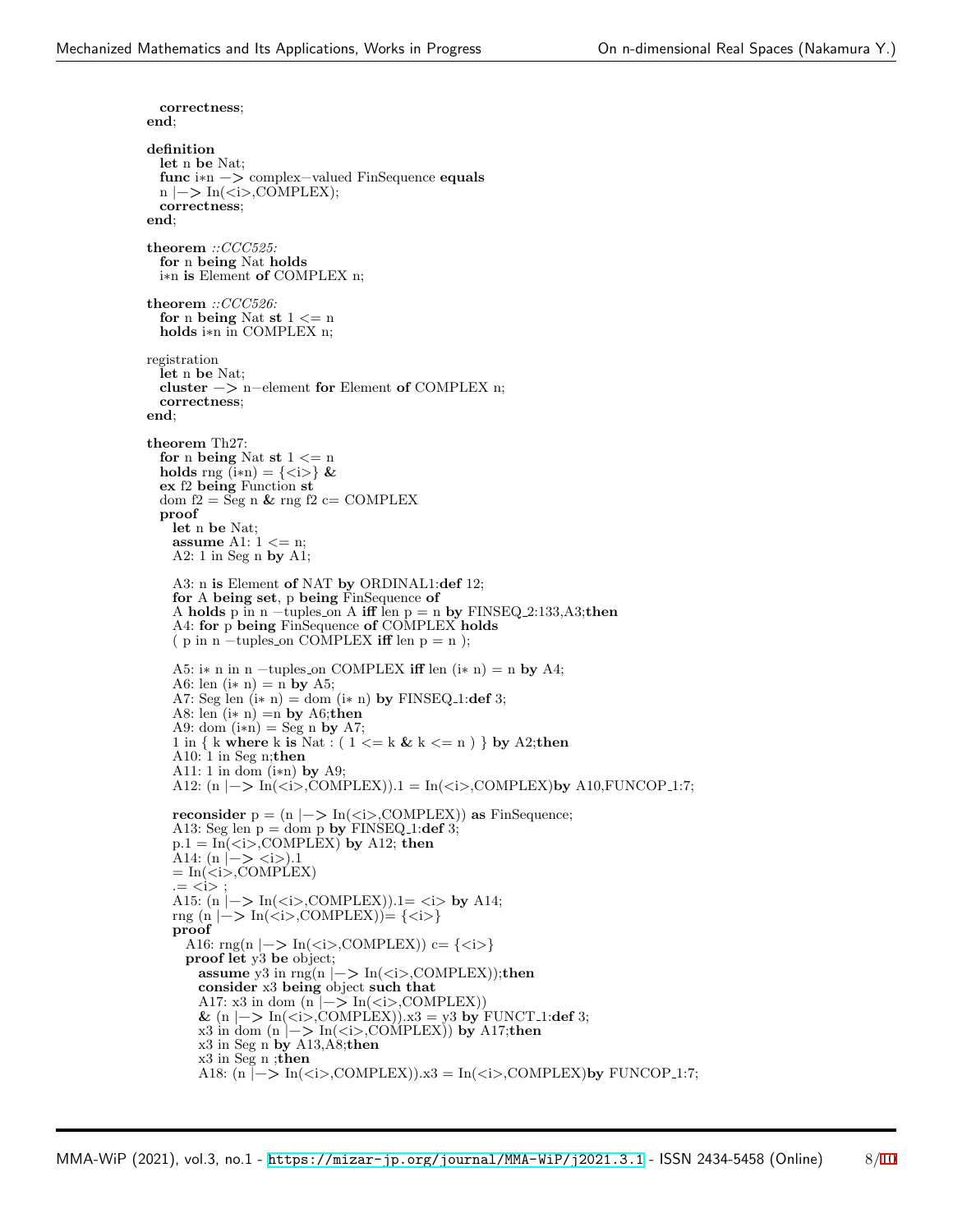```
    correctness;
  end;

  definition
    let n be Nat;
    func i*n -> complex-valued FinSequence equals
    n |-> In(<i>,COMPLEX);
    correctness;
  end;

  theorem ::CCC525:
    for n being Nat holds
    i*n is Element of COMPLEX n;

  theorem ::CCC526:
    for n being Nat st 1 <= n
    holds i*n in COMPLEX n;

  registration
    let n be Nat;
    cluster -> n-element for Element of COMPLEX n;
    correctness;
  end;

  theorem Th27:
    for n being Nat st 1 <= n
    holds rng (i*n) = {<i>} &
    ex f2 being Function st
    dom f2 = Seg n & rng f2 c= COMPLEX
    proof
      let n be Nat;
      assume A1: 1 <= n;
      A2: 1 in Seg n by A1;

      A3: n is Element of NAT by ORDINAL1:def 12;
      for A being set, p being FinSequence of
      A holds p in n -tuples_on A iff len p = n by FINSEQ_2:133,A3;then
      A4: for p being FinSequence of COMPLEX holds
      ( p in n -tuples_on COMPLEX iff len p = n );

      A5: i* n in n -tuples_on COMPLEX iff len (i* n) = n by A4;
      A6: len (i* n) = n by A5;
      A7: Seg len (i* n) = dom (i* n) by FINSEQ_1:def 3;
      A8: len (i* n) =n by A6;then
      A9: dom (i*n) = Seg n by A7;
      1 in { k where k is Nat : ( 1 <= k & k <= n ) } by A2;then
      A10: 1 in Seg n;then
      A11: 1 in dom (i*n) by A9;
      A12: (n |-> In(<i>,COMPLEX)).1 = In(<i>,COMPLEX)by A10,FUNCOP_1:7;

      reconsider p = (n |-> In(<i>,COMPLEX)) as FinSequence;
      A13: Seg len p = dom p by FINSEQ_1:def 3;
      p.1 = In(<i>,COMPLEX) by A12; then
      A14: (n |-> <i>).1
      = In(<i>,COMPLEX)
      .= <i> ;
      A15: (n |-> In(<i>,COMPLEX)).1= <i> by A14;
      rng (n |-> In(<i>,COMPLEX))= {<i>}
      proof
        A16: rng(n |-> In(<i>,COMPLEX)) c= {<i>}
        proof let y3 be object;
          assume y3 in rng(n |-> In(<i>,COMPLEX));then
          consider x3 being object such that
          A17: x3 in dom (n |-> In(<i>,COMPLEX))
          & (n |-> In(<i>,COMPLEX)).x3 = y3 by FUNCT_1:def 3;
          x3 in dom (n |-> In(<i>,COMPLEX)) by A17;then
          x3 in Seg n by A13,A8;then
          x3 in Seg n ;then
          A18: (n |-> In(<i>,COMPLEX)).x3 = In(<i>,COMPLEX)by FUNCOP_1:7;
```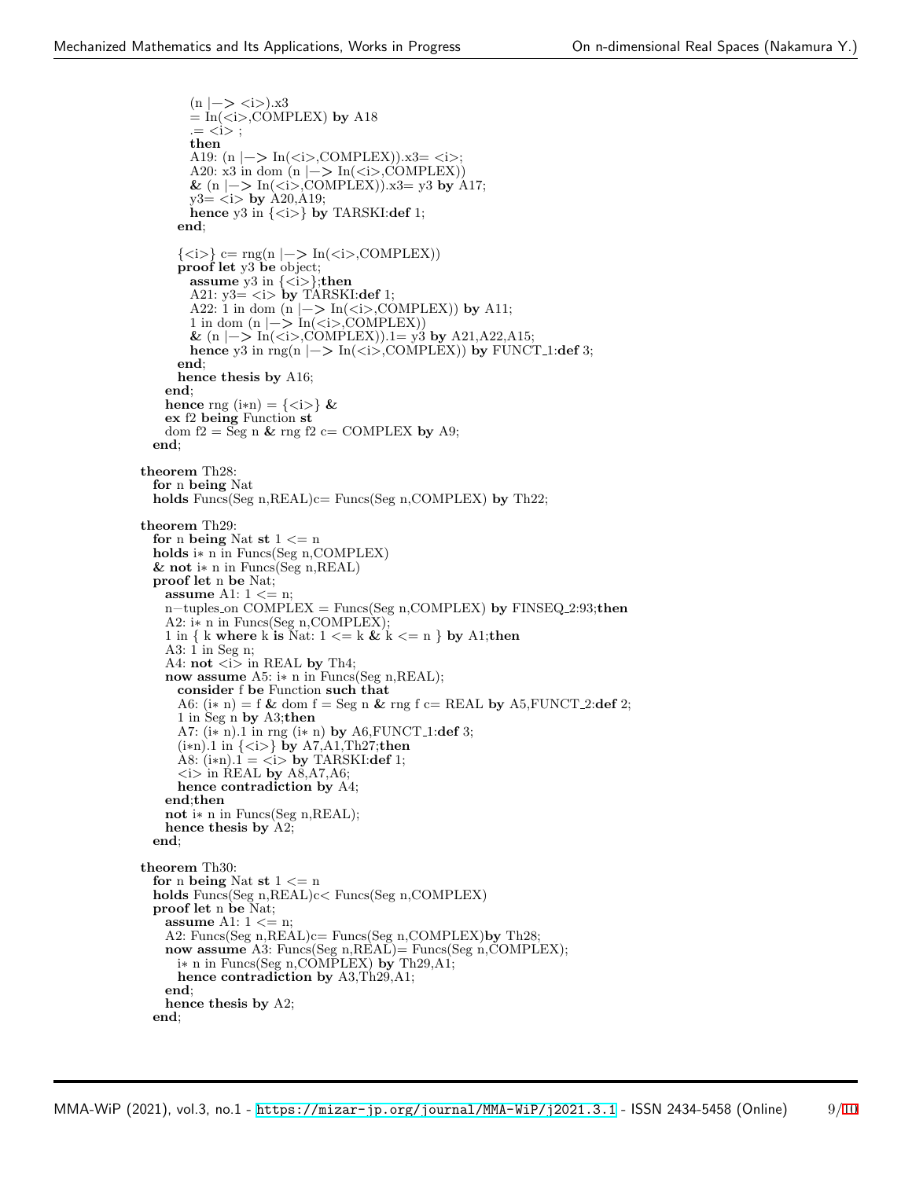```
        (n |-> <i>).x3
        = In(<i>,COMPLEX) by A18
        .= <i> ;
        then
        A19: (n |-> In(<i>,COMPLEX)).x3= <i>;
        A20: x3 in dom (n |-> In(<i>,COMPLEX))
        & (n |-> In(<i>,COMPLEX)).x3= y3 by A17;
        y3= <i> by A20,A19;
        hence y3 in {<i>} by TARSKI:def 1;
      end;

      {<i>} c= rng(n |-> In(<i>,COMPLEX))
      proof let y3 be object;
        assume y3 in {<i>};then
        A21: y3= <i> by TARSKI:def 1;
        A22: 1 in dom (n |-> In(<i>,COMPLEX)) by A11;
        1 in dom (n |-> In(<i>,COMPLEX))
        & (n |-> In(<i>,COMPLEX)).1= y3 by A21,A22,A15;
        hence y3 in rng(n |-> In(<i>,COMPLEX)) by FUNCT_1:def 3;
      end;
      hence thesis by A16;
    end;
    hence rng (i*n) = {<i>} &
    ex f2 being Function st
    dom f2 = Seg n & rng f2 c= COMPLEX by A9;
  end;

theorem Th28:
  for n being Nat
  holds Funcs(Seg n,REAL)c= Funcs(Seg n,COMPLEX) by Th22;

theorem Th29:
  for n being Nat st 1 <= n
  holds i* n in Funcs(Seg n,COMPLEX)
  & not i* n in Funcs(Seg n,REAL)
  proof let n be Nat;
    assume A1: 1 <= n;
    n-tuples_on COMPLEX = Funcs(Seg n,COMPLEX) by FINSEQ_2:93;then
    A2: i* n in Funcs(Seg n,COMPLEX);
    1 in { k where k is Nat: 1 <= k & k <= n } by A1;then
    A3: 1 in Seg n;
    A4: not <i> in REAL by Th4;
    now assume A5: i* n in Funcs(Seg n,REAL);
      consider f be Function such that
      A6: (i* n) = f & dom f = Seg n & rng f c= REAL by A5,FUNCT_2:def 2;
      1 in Seg n by A3;then
      A7: (i* n).1 in rng (i* n) by A6,FUNCT_1:def 3;
      (i*n).1 in {<i>} by A7,A1,Th27;then
      A8: (i*n).1 = <i> by TARSKI:def 1;
      <i> in REAL by A8,A7,A6;
      hence contradiction by A4;
    end;then
    not i* n in Funcs(Seg n,REAL);
    hence thesis by A2;
  end;

theorem Th30:
  for n being Nat st 1 <= n
  holds Funcs(Seg n,REAL)c< Funcs(Seg n,COMPLEX)
  proof let n be Nat;
    assume A1: 1 <= n;
    A2: Funcs(Seg n,REAL)c= Funcs(Seg n,COMPLEX)by Th28;
    now assume A3: Funcs(Seg n,REAL)= Funcs(Seg n,COMPLEX);
      i* n in Funcs(Seg n,COMPLEX) by Th29,A1;
      hence contradiction by A3,Th29,A1;
    end;
    hence thesis by A2;
  end;
```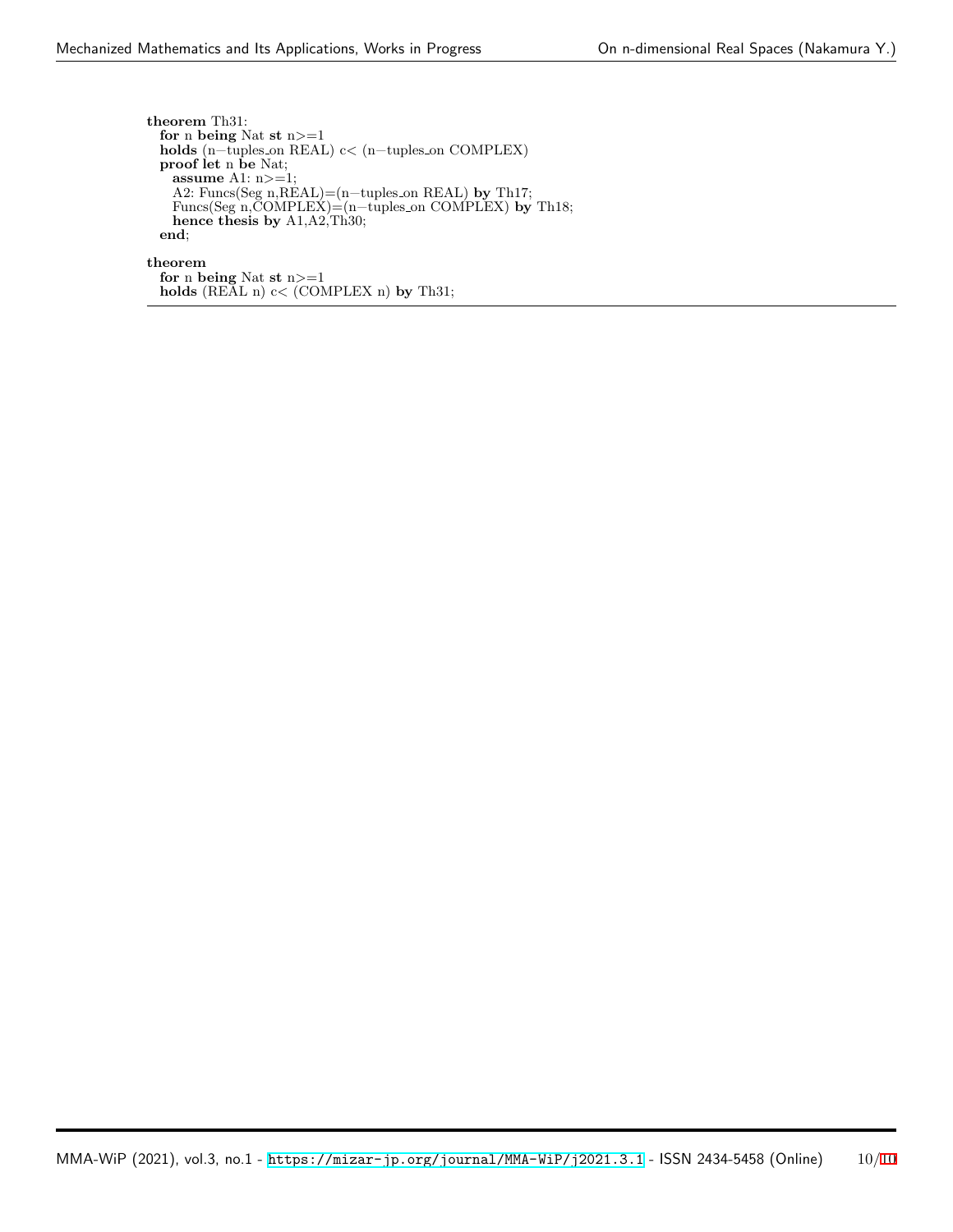```
theorem Th31:
  for n being Nat st n>=1
  holds (n-tuples_on REAL) c< (n-tuples_on COMPLEX)
  proof let n be Nat;
    assume A1: n>=1;
    A2: Funcs(Seg n,REAL)=(n-tuples_on REAL) by Th17;
    Funcs(Seg n,COMPLEX)=(n-tuples_on COMPLEX) by Th18;
    hence thesis by A1,A2,Th30;
  end;

theorem
  for n being Nat st n>=1
  holds (REAL n) c< (COMPLEX n) by Th31;
```